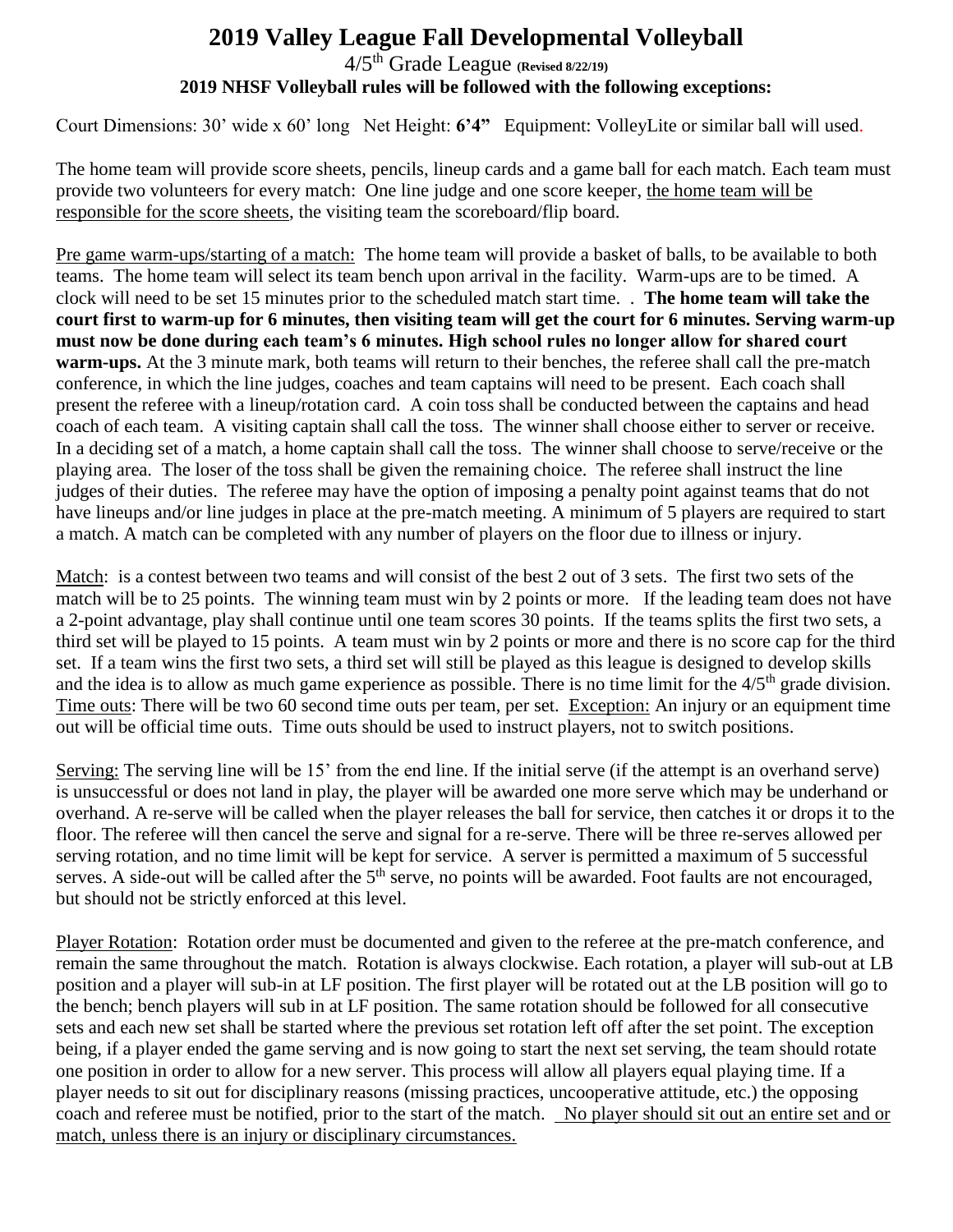# 2019 Valley League Fall Developmental Volleyball

## 4/5th Grade League (Revised 8/22/19)

**2019 NHSF Volleyball rules will be followed with the following exceptions:**

Court Dimensions: 30' wide x 60' long Net Height: **6'4"** Equipment: VolleyLite or similar ball will used.

The home team will provide score sheets, pencils, lineup cards and a game ball for each match. Each team must provide two volunteers for every match: One line judge and one score keeper, the home team will be responsible for the score sheets, the visiting team the scoreboard/flip board.

Pre game warm-ups/starting of a match: The home team will provide a basket of balls, to be available to both teams. The home team will select its team bench upon arrival in the facility. Warm-ups are to be timed. A clock will need to be set 15 minutes prior to the scheduled match start time. . **The home team will take the court first to warm-up for 6 minutes, then visiting team will get the court for 6 minutes. Serving warm-up must now be done during each team's 6 minutes. High school rules no longer allow for shared court warm-ups.** At the 3 minute mark, both teams will return to their benches, the referee shall call the pre-match conference, in which the line judges, coaches and team captains will need to be present. Each coach shall present the referee with a lineup/rotation card. A coin toss shall be conducted between the captains and head coach of each team. A visiting captain shall call the toss. The winner shall choose either to server or receive. In a deciding set of a match, a home captain shall call the toss. The winner shall choose to serve/receive or the playing area. The loser of the toss shall be given the remaining choice. The referee shall instruct the line judges of their duties. The referee may have the option of imposing a penalty point against teams that do not have lineups and/or line judges in place at the pre-match meeting. A minimum of 5 players are required to start a match. A match can be completed with any number of players on the floor due to illness or injury.

Match: is a contest between two teams and will consist of the best 2 out of 3 sets. The first two sets of the match will be to 25 points. The winning team must win by 2 points or more. If the leading team does not have a 2-point advantage, play shall continue until one team scores 30 points. If the teams splits the first two sets, a third set will be played to 15 points. A team must win by 2 points or more and there is no score cap for the third set. If a team wins the first two sets, a third set will still be played as this league is designed to develop skills and the idea is to allow as much game experience as possible. There is no time limit for the 4/5th grade division. Time outs: There will be two 60 second time outs per team, per set. Exception: An injury or an equipment time out will be official time outs. Time outs should be used to instruct players, not to switch positions.

Serving: The serving line will be 15' from the end line. If the initial serve (if the attempt is an overhand serve) is unsuccessful or does not land in play, the player will be awarded one more serve which may be underhand or overhand. A re-serve will be called when the player releases the ball for service, then catches it or drops it to the floor. The referee will then cancel the serve and signal for a re-serve. There will be three re-serves allowed per serving rotation, and no time limit will be kept for service. A server is permitted a maximum of 5 successful serves. A side-out will be called after the 5th serve, no points will be awarded. Foot faults are not encouraged, but should not be strictly enforced at this level.

Player Rotation: Rotation order must be documented and given to the referee at the pre-match conference, and remain the same throughout the match. Rotation is always clockwise. Each rotation, a player will sub-out at LB position and a player will sub-in at LF position. The first player will be rotated out at the LB position will go to the bench; bench players will sub in at LF position. The same rotation should be followed for all consecutive sets and each new set shall be started where the previous set rotation left off after the set point. The exception being, if a player ended the game serving and is now going to start the next set serving, the team should rotate one position in order to allow for a new server. This process will allow all players equal playing time. If a player needs to sit out for disciplinary reasons (missing practices, uncooperative attitude, etc.) the opposing coach and referee must be notified, prior to the start of the match. No player should sit out an entire set and or match, unless there is an injury or disciplinary circumstances.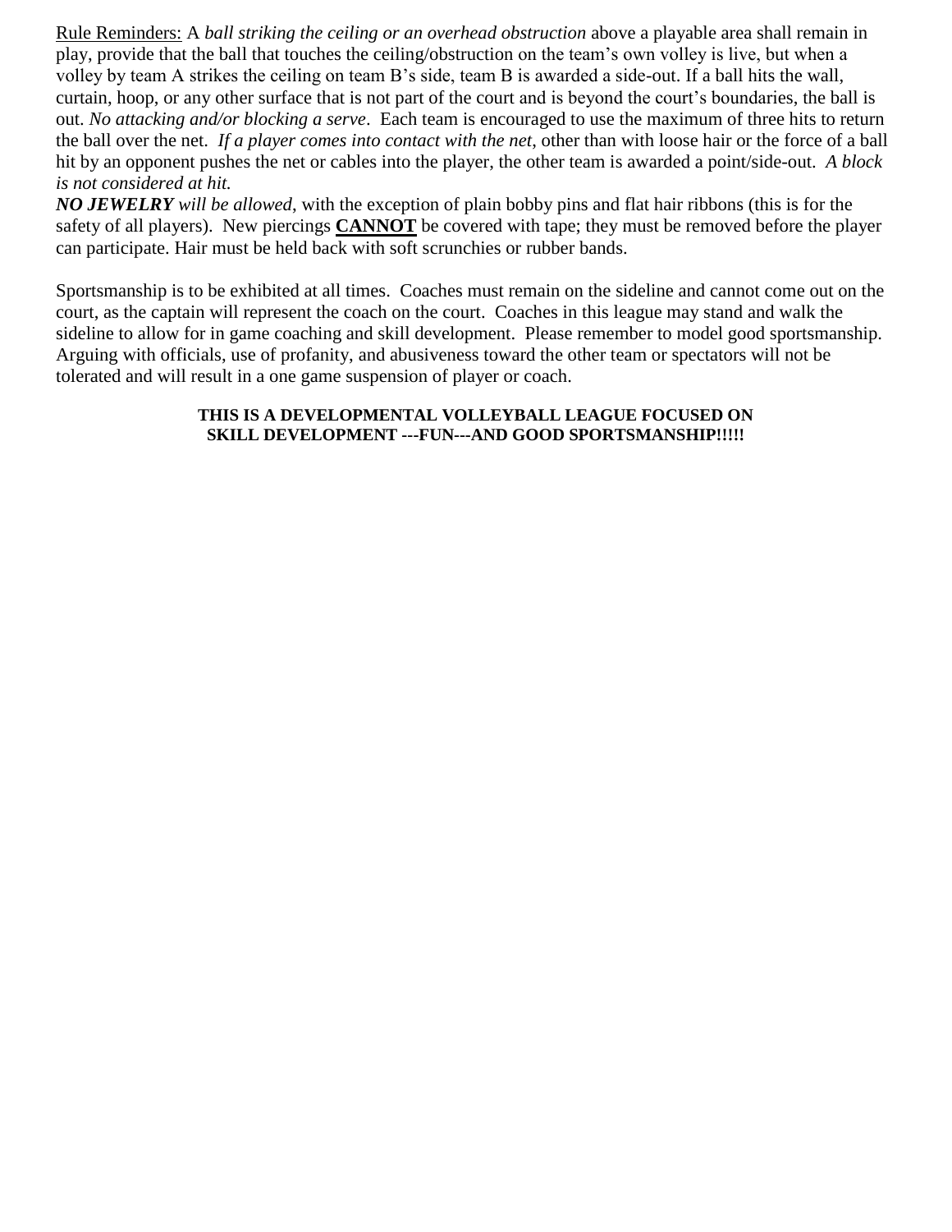Rule Reminders: A *ball striking the ceiling or an overhead obstruction* above a playable area shall remain in play, provide that the ball that touches the ceiling/obstruction on the team's own volley is live, but when a volley by team A strikes the ceiling on team B's side, team B is awarded a side-out. If a ball hits the wall, curtain, hoop, or any other surface that is not part of the court and is beyond the court's boundaries, the ball is out. *No attacking and/or blocking a serve*. Each team is encouraged to use the maximum of three hits to return the ball over the net. *If a player comes into contact with the net*, other than with loose hair or the force of a ball hit by an opponent pushes the net or cables into the player, the other team is awarded a point/side-out. *A block is not considered at hit.*

***NO JEWELRY*** *will be allowed*, with the exception of plain bobby pins and flat hair ribbons (this is for the safety of all players). New piercings **CANNOT** be covered with tape; they must be removed before the player can participate. Hair must be held back with soft scrunchies or rubber bands.

Sportsmanship is to be exhibited at all times. Coaches must remain on the sideline and cannot come out on the court, as the captain will represent the coach on the court. Coaches in this league may stand and walk the sideline to allow for in game coaching and skill development. Please remember to model good sportsmanship. Arguing with officials, use of profanity, and abusiveness toward the other team or spectators will not be tolerated and will result in a one game suspension of player or coach.

**THIS IS A DEVELOPMENTAL VOLLEYBALL LEAGUE FOCUSED ON SKILL DEVELOPMENT ---FUN---AND GOOD SPORTSMANSHIP!!!!!**